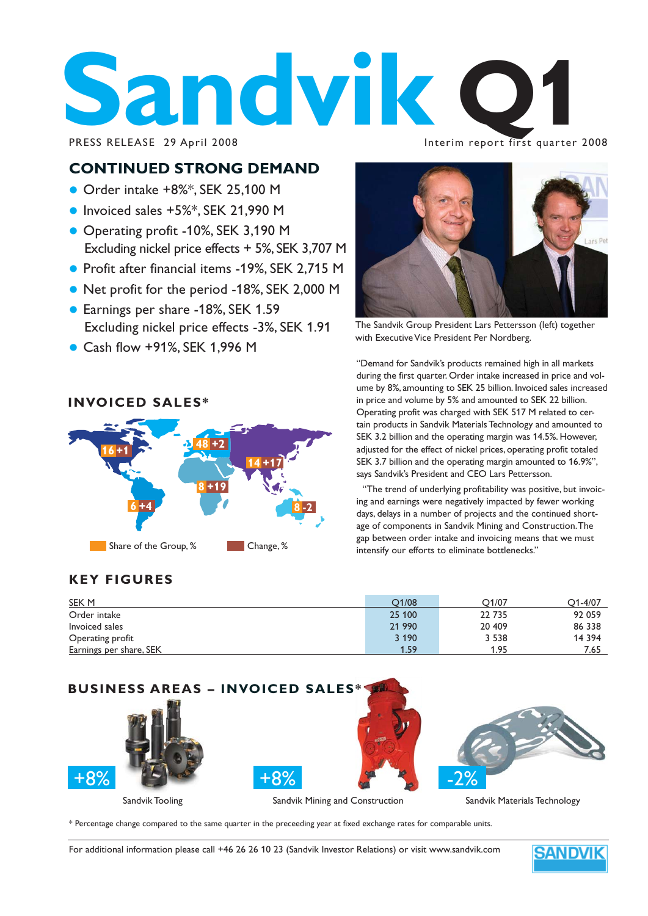# Sandvik Q1

PRESS RELEASE 29 April 2008

Interim report first quarter 2008

## CONTINUED STRONG DEMAND

- Order intake +8%*, SEK 25,100 M
- Invoiced sales +5%*, SEK 21,990 M
- Operating profit -10%, SEK 3,190 M
  Excluding nickel price effects + 5%, SEK 3,707 M
- Profit after financial items -19%, SEK 2,715 M
- Net profit for the period -18%, SEK 2,000 M
- Earnings per share -18%, SEK 1.59
  Excluding nickel price effects -3%, SEK 1.91
- Cash flow +91%, SEK 1,996 M

The Sandvik Group President Lars Pettersson (left) together with Executive Vice President Per Nordberg.

"Demand for Sandvik's products remained high in all markets during the first quarter. Order intake increased in price and volume by 8%, amounting to SEK 25 billion. Invoiced sales increased in price and volume by 5% and amounted to SEK 22 billion. Operating profit was charged with SEK 517 M related to certain products in Sandvik Materials Technology and amounted to SEK 3.2 billion and the operating margin was 14.5%. However, adjusted for the effect of nickel prices, operating profit totaled SEK 3.7 billion and the operating margin amounted to 16.9%", says Sandvik's President and CEO Lars Pettersson.

"The trend of underlying profitability was positive, but invoicing and earnings were negatively impacted by fewer working days, delays in a number of projects and the continued shortage of components in Sandvik Mining and Construction. The gap between order intake and invoicing means that we must intensify our efforts to eliminate bottlenecks."

## INVOICED SALES*

16 +1, 48 +2, 14 +17, 8 +19, 6 +4, 8 -2

Share of the Group, % — Change, %

## KEY FIGURES

| SEK M | Q1/08 | Q1/07 | Q1-4/07 |
|---|---|---|---|
| Order intake | 25 100 | 22 735 | 92 059 |
| Invoiced sales | 21 990 | 20 409 | 86 338 |
| Operating profit | 3 190 | 3 538 | 14 394 |
| Earnings per share, SEK | 1.59 | 1.95 | 7.65 |

## BUSINESS AREAS – INVOICED SALES*

+8% Sandvik Tooling

+8% Sandvik Mining and Construction

-2% Sandvik Materials Technology

\* Percentage change compared to the same quarter in the preceeding year at fixed exchange rates for comparable units.

For additional information please call +46 26 26 10 23 (Sandvik Investor Relations) or visit www.sandvik.com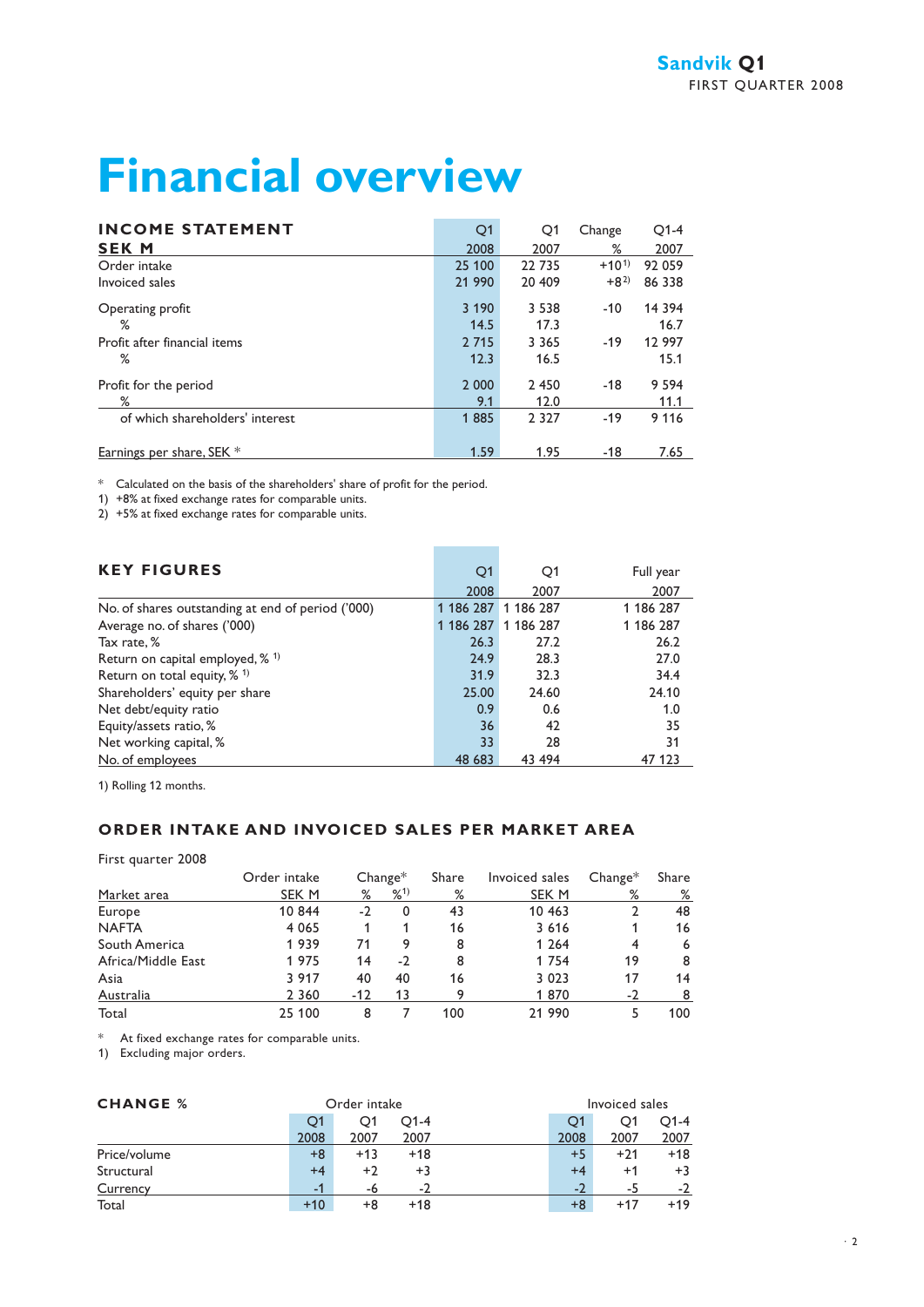# Financial overview

| INCOME STATEMENT SEK M | Q1 2008 | Q1 2007 | Change % | Q1-4 2007 |
|---|---|---|---|---|
| Order intake | 25 100 | 22 735 | +10[1] | 92 059 |
| Invoiced sales | 21 990 | 20 409 | +8[2] | 86 338 |
| Operating profit | 3 190 | 3 538 | -10 | 14 394 |
| % | 14.5 | 17.3 | | 16.7 |
| Profit after financial items | 2 715 | 3 365 | -19 | 12 997 |
| % | 12.3 | 16.5 | | 15.1 |
| Profit for the period | 2 000 | 2 450 | -18 | 9 594 |
| % | 9.1 | 12.0 | | 11.1 |
| of which shareholders' interest | 1 885 | 2 327 | -19 | 9 116 |
| Earnings per share, SEK * | 1.59 | 1.95 | -18 | 7.65 |

\* Calculated on the basis of the shareholders' share of profit for the period.
1) +8% at fixed exchange rates for comparable units.
2) +5% at fixed exchange rates for comparable units.

| KEY FIGURES | Q1 2008 | Q1 2007 | Full year 2007 |
|---|---|---|---|
| No. of shares outstanding at end of period ('000) | 1 186 287 | 1 186 287 | 1 186 287 |
| Average no. of shares ('000) | 1 186 287 | 1 186 287 | 1 186 287 |
| Tax rate, % | 26.3 | 27.2 | 26.2 |
| Return on capital employed, % [1] | 24.9 | 28.3 | 27.0 |
| Return on total equity, % [1] | 31.9 | 32.3 | 34.4 |
| Shareholders' equity per share | 25.00 | 24.60 | 24.10 |
| Net debt/equity ratio | 0.9 | 0.6 | 1.0 |
| Equity/assets ratio, % | 36 | 42 | 35 |
| Net working capital, % | 33 | 28 | 31 |
| No. of employees | 48 683 | 43 494 | 47 123 |

1) Rolling 12 months.

## ORDER INTAKE AND INVOICED SALES PER MARKET AREA

First quarter 2008

| Market area | Order intake SEK M | Change* % | Change* %[1] | Share % | Invoiced sales SEK M | Change* % | Share % |
|---|---|---|---|---|---|---|---|
| Europe | 10 844 | -2 | 0 | 43 | 10 463 | 2 | 48 |
| NAFTA | 4 065 | 1 | 1 | 16 | 3 616 | 1 | 16 |
| South America | 1 939 | 71 | 9 | 8 | 1 264 | 4 | 6 |
| Africa/Middle East | 1 975 | 14 | -2 | 8 | 1 754 | 19 | 8 |
| Asia | 3 917 | 40 | 40 | 16 | 3 023 | 17 | 14 |
| Australia | 2 360 | -12 | 13 | 9 | 1 870 | -2 | 8 |
| Total | 25 100 | 8 | 7 | 100 | 21 990 | 5 | 100 |

\* At fixed exchange rates for comparable units.
1) Excluding major orders.

| CHANGE % | Order intake Q1 2008 | Order intake Q1 2007 | Order intake Q1-4 2007 | Invoiced sales Q1 2008 | Invoiced sales Q1 2007 | Invoiced sales Q1-4 2007 |
|---|---|---|---|---|---|---|
| Price/volume | +8 | +13 | +18 | +5 | +21 | +18 |
| Structural | +4 | +2 | +3 | +4 | +1 | +3 |
| Currency | -1 | -6 | -2 | -2 | -5 | -2 |
| Total | +10 | +8 | +18 | +8 | +17 | +19 |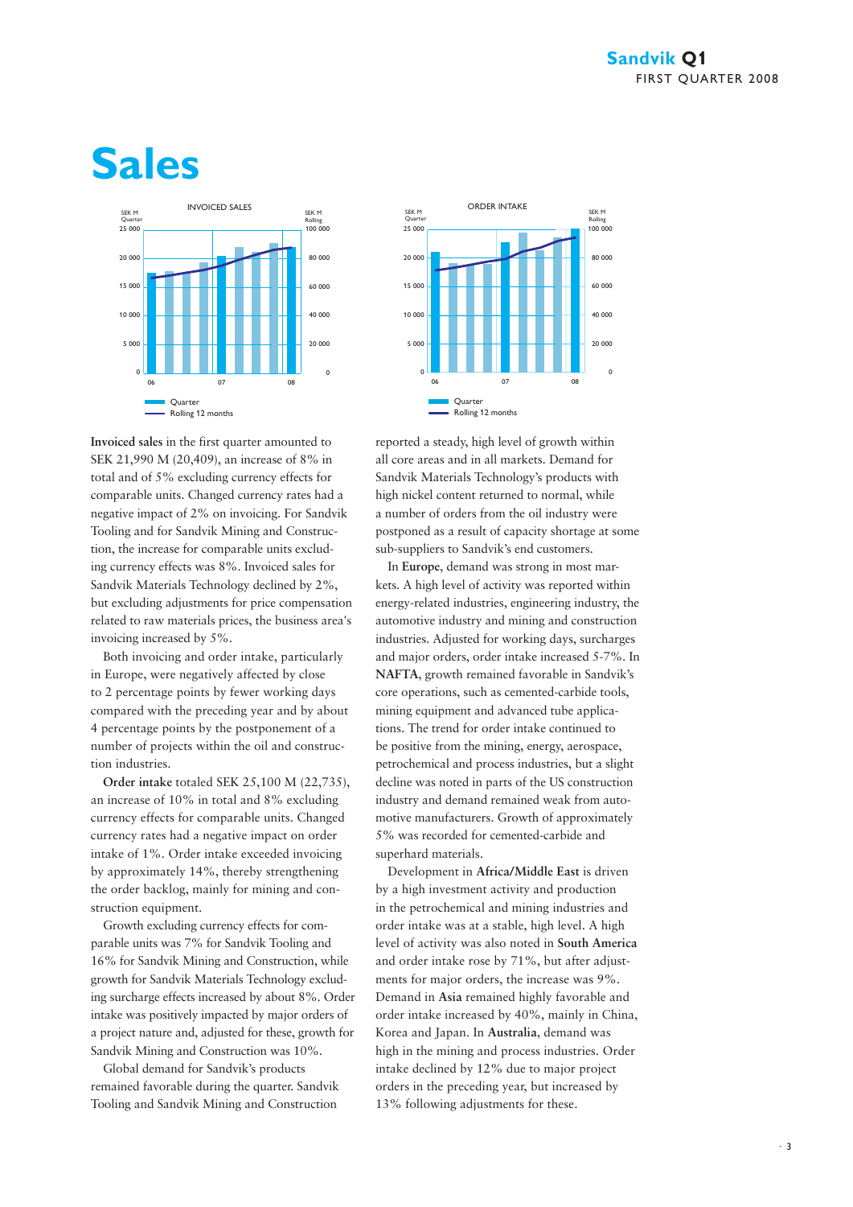# Sales

**Invoiced sales** in the first quarter amounted to SEK 21,990 M (20,409), an increase of 8% in total and of 5% excluding currency effects for comparable units. Changed currency rates had a negative impact of 2% on invoicing. For Sandvik Tooling and for Sandvik Mining and Construction, the increase for comparable units excluding currency effects was 8%. Invoiced sales for Sandvik Materials Technology declined by 2%, but excluding adjustments for price compensation related to raw materials prices, the business area's invoicing increased by 5%.

Both invoicing and order intake, particularly in Europe, were negatively affected by close to 2 percentage points by fewer working days compared with the preceding year and by about 4 percentage points by the postponement of a number of projects within the oil and construction industries.

**Order intake** totaled SEK 25,100 M (22,735), an increase of 10% in total and 8% excluding currency effects for comparable units. Changed currency rates had a negative impact on order intake of 1%. Order intake exceeded invoicing by approximately 14%, thereby strengthening the order backlog, mainly for mining and construction equipment.

Growth excluding currency effects for comparable units was 7% for Sandvik Tooling and 16% for Sandvik Mining and Construction, while growth for Sandvik Materials Technology excluding surcharge effects increased by about 8%. Order intake was positively impacted by major orders of a project nature and, adjusted for these, growth for Sandvik Mining and Construction was 10%.

Global demand for Sandvik's products remained favorable during the quarter. Sandvik Tooling and Sandvik Mining and Construction reported a steady, high level of growth within all core areas and in all markets. Demand for Sandvik Materials Technology's products with high nickel content returned to normal, while a number of orders from the oil industry were postponed as a result of capacity shortage at some sub-suppliers to Sandvik's end customers.

In **Europe**, demand was strong in most markets. A high level of activity was reported within energy-related industries, engineering industry, the automotive industry and mining and construction industries. Adjusted for working days, surcharges and major orders, order intake increased 5-7%. In **NAFTA**, growth remained favorable in Sandvik's core operations, such as cemented-carbide tools, mining equipment and advanced tube applications. The trend for order intake continued to be positive from the mining, energy, aerospace, petrochemical and process industries, but a slight decline was noted in parts of the US construction industry and demand remained weak from automotive manufacturers. Growth of approximately 5% was recorded for cemented-carbide and superhard materials.

Development in **Africa/Middle East** is driven by a high investment activity and production in the petrochemical and mining industries and order intake was at a stable, high level. A high level of activity was also noted in **South America** and order intake rose by 71%, but after adjustments for major orders, the increase was 9%. Demand in **Asia** remained highly favorable and order intake increased by 40%, mainly in China, Korea and Japan. In **Australia**, demand was high in the mining and process industries. Order intake declined by 12% due to major project orders in the preceding year, but increased by 13% following adjustments for these.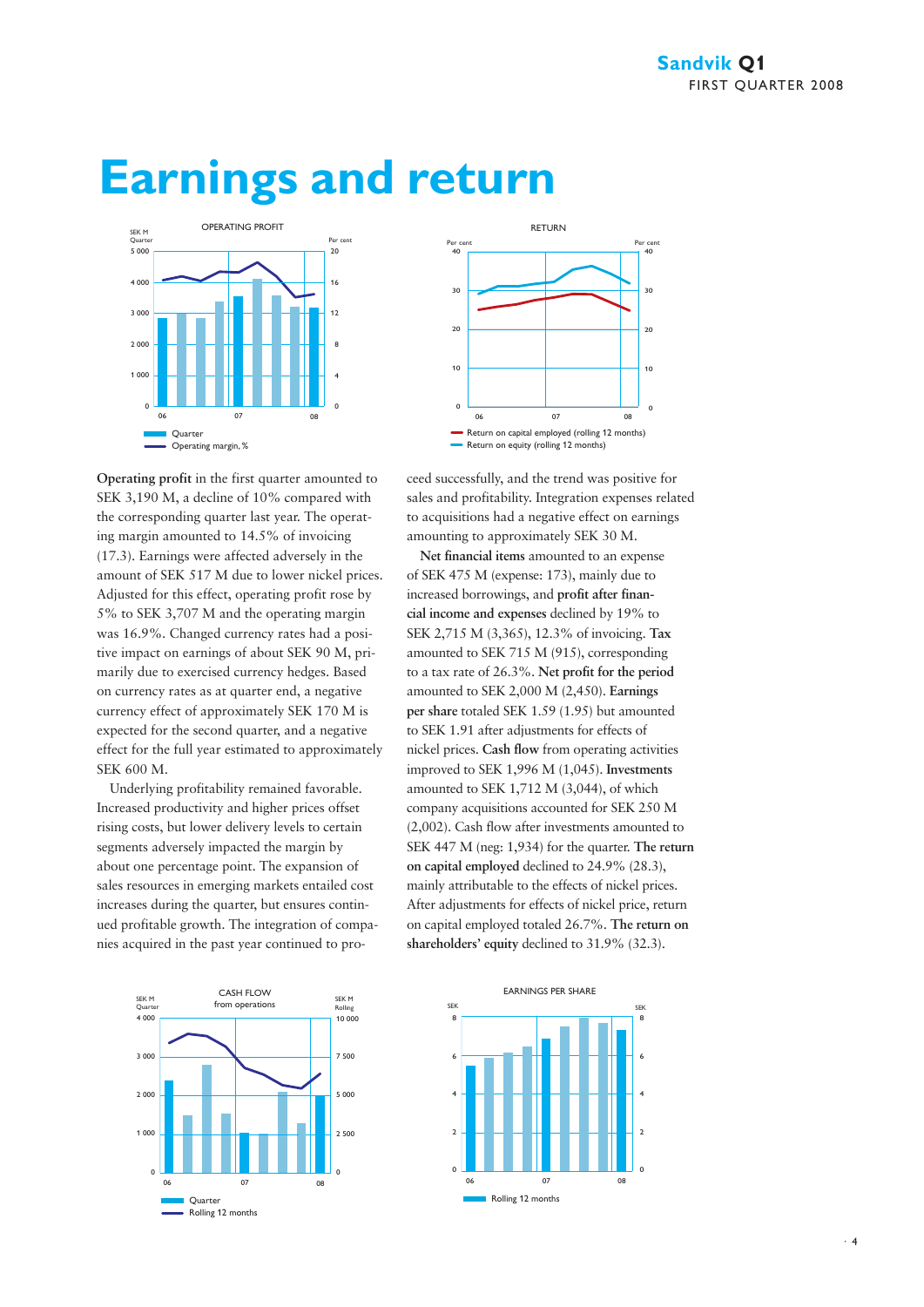# Earnings and return

**Operating profit** in the first quarter amounted to SEK 3,190 M, a decline of 10% compared with the corresponding quarter last year. The operating margin amounted to 14.5% of invoicing (17.3). Earnings were affected adversely in the amount of SEK 517 M due to lower nickel prices. Adjusted for this effect, operating profit rose by 5% to SEK 3,707 M and the operating margin was 16.9%. Changed currency rates had a positive impact on earnings of about SEK 90 M, primarily due to exercised currency hedges. Based on currency rates as at quarter end, a negative currency effect of approximately SEK 170 M is expected for the second quarter, and a negative effect for the full year estimated to approximately SEK 600 M.

Underlying profitability remained favorable. Increased productivity and higher prices offset rising costs, but lower delivery levels to certain segments adversely impacted the margin by about one percentage point. The expansion of sales resources in emerging markets entailed cost increases during the quarter, but ensures continued profitable growth. The integration of companies acquired in the past year continued to proceed successfully, and the trend was positive for sales and profitability. Integration expenses related to acquisitions had a negative effect on earnings amounting to approximately SEK 30 M.

**Net financial items** amounted to an expense of SEK 475 M (expense: 173), mainly due to increased borrowings, and **profit after financial income and expenses** declined by 19% to SEK 2,715 M (3,365), 12.3% of invoicing. **Tax** amounted to SEK 715 M (915), corresponding to a tax rate of 26.3%. **Net profit for the period** amounted to SEK 2,000 M (2,450). **Earnings per share** totaled SEK 1.59 (1.95) but amounted to SEK 1.91 after adjustments for effects of nickel prices. **Cash flow** from operating activities improved to SEK 1,996 M (1,045). **Investments** amounted to SEK 1,712 M (3,044), of which company acquisitions accounted for SEK 250 M (2,002). Cash flow after investments amounted to SEK 447 M (neg: 1,934) for the quarter. **The return on capital employed** declined to 24.9% (28.3), mainly attributable to the effects of nickel prices. After adjustments for effects of nickel price, return on capital employed totaled 26.7%. **The return on shareholders' equity** declined to 31.9% (32.3).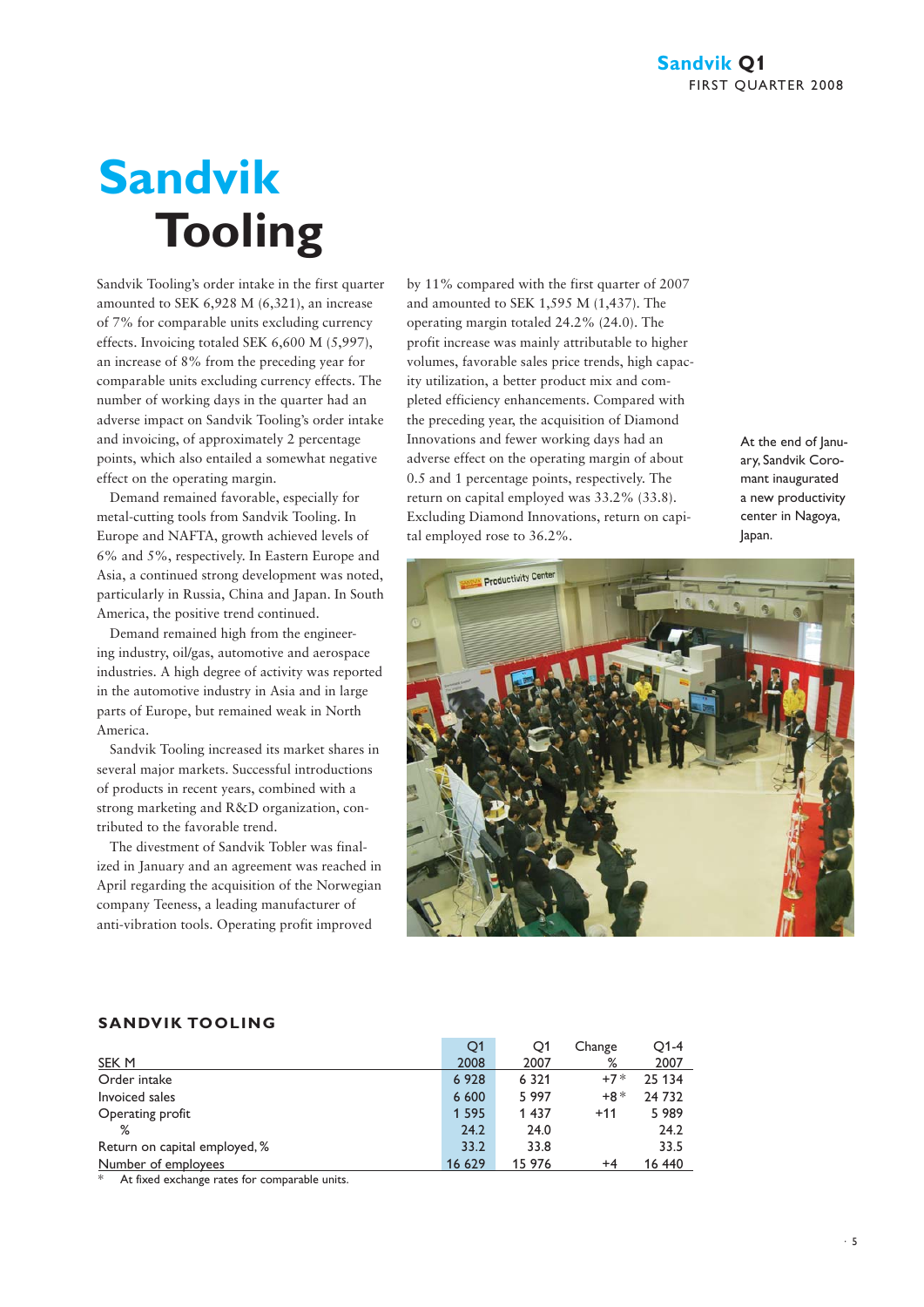# Sandvik Tooling

Sandvik Tooling's order intake in the first quarter amounted to SEK 6,928 M (6,321), an increase of 7% for comparable units excluding currency effects. Invoicing totaled SEK 6,600 M (5,997), an increase of 8% from the preceding year for comparable units excluding currency effects. The number of working days in the quarter had an adverse impact on Sandvik Tooling's order intake and invoicing, of approximately 2 percentage points, which also entailed a somewhat negative effect on the operating margin.

Demand remained favorable, especially for metal-cutting tools from Sandvik Tooling. In Europe and NAFTA, growth achieved levels of 6% and 5%, respectively. In Eastern Europe and Asia, a continued strong development was noted, particularly in Russia, China and Japan. In South America, the positive trend continued.

Demand remained high from the engineering industry, oil/gas, automotive and aerospace industries. A high degree of activity was reported in the automotive industry in Asia and in large parts of Europe, but remained weak in North America.

Sandvik Tooling increased its market shares in several major markets. Successful introductions of products in recent years, combined with a strong marketing and R&D organization, contributed to the favorable trend.

The divestment of Sandvik Tobler was finalized in January and an agreement was reached in April regarding the acquisition of the Norwegian company Teeness, a leading manufacturer of anti-vibration tools. Operating profit improved by 11% compared with the first quarter of 2007 and amounted to SEK 1,595 M (1,437). The operating margin totaled 24.2% (24.0). The profit increase was mainly attributable to higher volumes, favorable sales price trends, high capacity utilization, a better product mix and completed efficiency enhancements. Compared with the preceding year, the acquisition of Diamond Innovations and fewer working days had an adverse effect on the operating margin of about 0.5 and 1 percentage points, respectively. The return on capital employed was 33.2% (33.8). Excluding Diamond Innovations, return on capital employed rose to 36.2%.

At the end of January, Sandvik Coromant inaugurated a new productivity center in Nagoya, Japan.

## SANDVIK TOOLING

| SEK M | Q1 2008 | Q1 2007 | Change % | Q1-4 2007 |
|---|---|---|---|---|
| Order intake | 6 928 | 6 321 | +7* | 25 134 |
| Invoiced sales | 6 600 | 5 997 | +8* | 24 732 |
| Operating profit | 1 595 | 1 437 | +11 | 5 989 |
| % | 24.2 | 24.0 | | 24.2 |
| Return on capital employed, % | 33.2 | 33.8 | | 33.5 |
| Number of employees | 16 629 | 15 976 | +4 | 16 440 |

\* At fixed exchange rates for comparable units.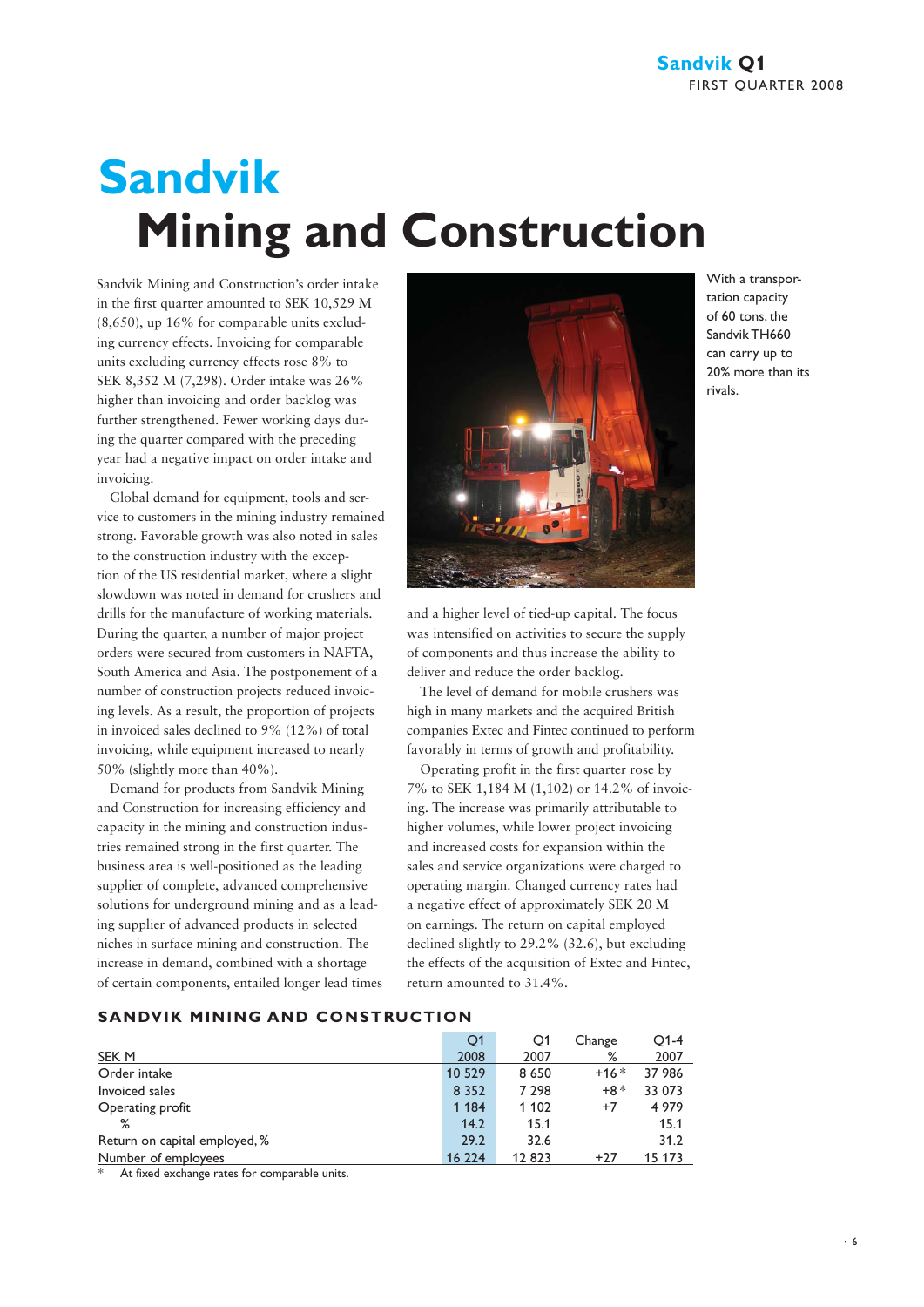# Sandvik Mining and Construction

Sandvik Mining and Construction's order intake in the first quarter amounted to SEK 10,529 M (8,650), up 16% for comparable units excluding currency effects. Invoicing for comparable units excluding currency effects rose 8% to SEK 8,352 M (7,298). Order intake was 26% higher than invoicing and order backlog was further strengthened. Fewer working days during the quarter compared with the preceding year had a negative impact on order intake and invoicing.

Global demand for equipment, tools and service to customers in the mining industry remained strong. Favorable growth was also noted in sales to the construction industry with the exception of the US residential market, where a slight slowdown was noted in demand for crushers and drills for the manufacture of working materials. During the quarter, a number of major project orders were secured from customers in NAFTA, South America and Asia. The postponement of a number of construction projects reduced invoicing levels. As a result, the proportion of projects in invoiced sales declined to 9% (12%) of total invoicing, while equipment increased to nearly 50% (slightly more than 40%).

Demand for products from Sandvik Mining and Construction for increasing efficiency and capacity in the mining and construction industries remained strong in the first quarter. The business area is well-positioned as the leading supplier of complete, advanced comprehensive solutions for underground mining and as a leading supplier of advanced products in selected niches in surface mining and construction. The increase in demand, combined with a shortage of certain components, entailed longer lead times and a higher level of tied-up capital. The focus was intensified on activities to secure the supply of components and thus increase the ability to deliver and reduce the order backlog.

With a transportation capacity of 60 tons, the Sandvik TH660 can carry up to 20% more than its rivals.

The level of demand for mobile crushers was high in many markets and the acquired British companies Extec and Fintec continued to perform favorably in terms of growth and profitability.

Operating profit in the first quarter rose by 7% to SEK 1,184 M (1,102) or 14.2% of invoicing. The increase was primarily attributable to higher volumes, while lower project invoicing and increased costs for expansion within the sales and service organizations were charged to operating margin. Changed currency rates had a negative effect of approximately SEK 20 M on earnings. The return on capital employed declined slightly to 29.2% (32.6), but excluding the effects of the acquisition of Extec and Fintec, return amounted to 31.4%.

## SANDVIK MINING AND CONSTRUCTION

| SEK M | Q1 2008 | Q1 2007 | Change % | Q1-4 2007 |
|---|---|---|---|---|
| Order intake | 10 529 | 8 650 | +16* | 37 986 |
| Invoiced sales | 8 352 | 7 298 | +8* | 33 073 |
| Operating profit | 1 184 | 1 102 | +7 | 4 979 |
| % | 14.2 | 15.1 | | 15.1 |
| Return on capital employed, % | 29.2 | 32.6 | | 31.2 |
| Number of employees | 16 224 | 12 823 | +27 | 15 173 |

\* At fixed exchange rates for comparable units.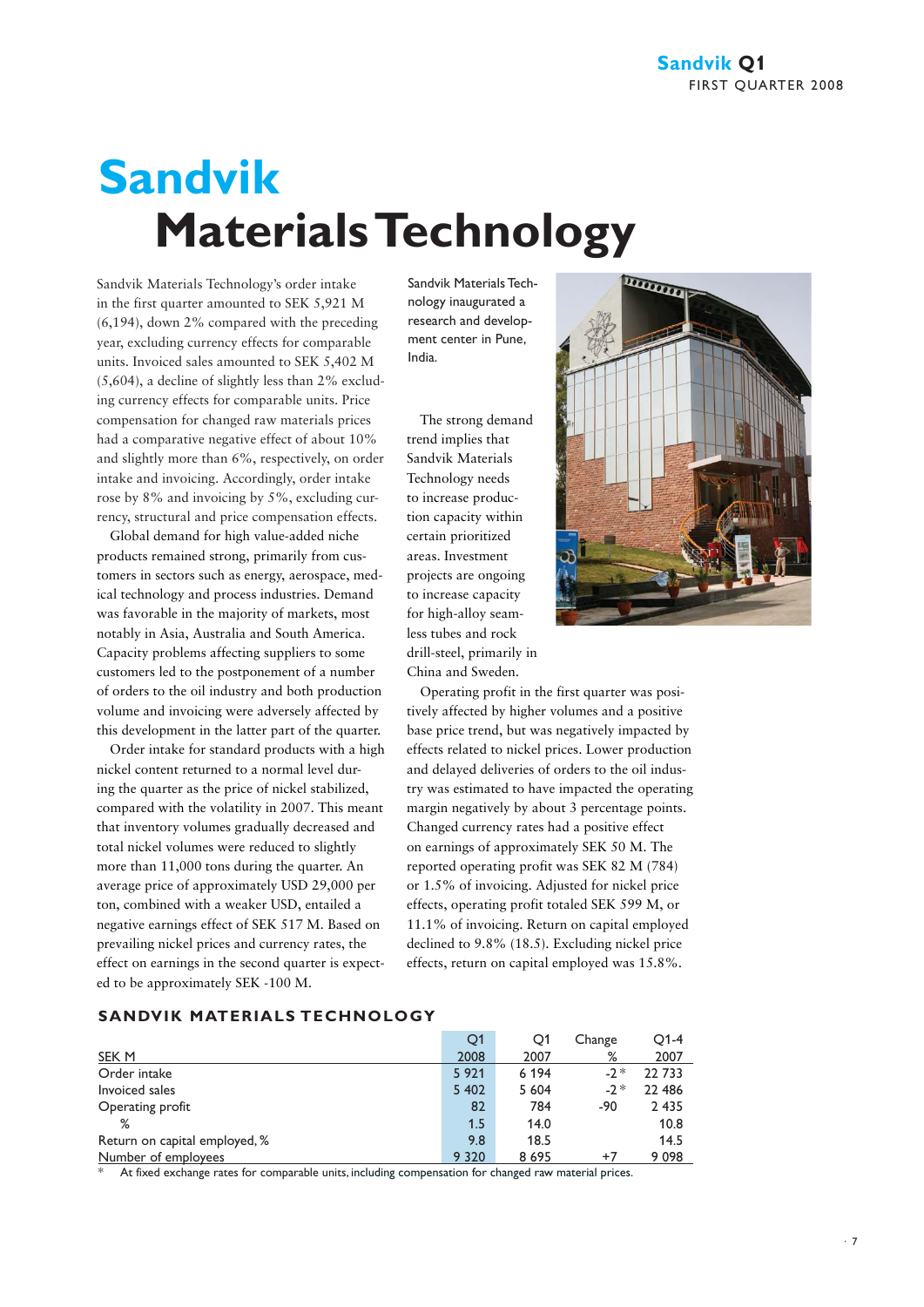# Sandvik Materials Technology

Sandvik Materials Technology's order intake in the first quarter amounted to SEK 5,921 M (6,194), down 2% compared with the preceding year, excluding currency effects for comparable units. Invoiced sales amounted to SEK 5,402 M (5,604), a decline of slightly less than 2% excluding currency effects for comparable units. Price compensation for changed raw materials prices had a comparative negative effect of about 10% and slightly more than 6%, respectively, on order intake and invoicing. Accordingly, order intake rose by 8% and invoicing by 5%, excluding currency, structural and price compensation effects.

Global demand for high value-added niche products remained strong, primarily from customers in sectors such as energy, aerospace, medical technology and process industries. Demand was favorable in the majority of markets, most notably in Asia, Australia and South America. Capacity problems affecting suppliers to some customers led to the postponement of a number of orders to the oil industry and both production volume and invoicing were adversely affected by this development in the latter part of the quarter.

Order intake for standard products with a high nickel content returned to a normal level during the quarter as the price of nickel stabilized, compared with the volatility in 2007. This meant that inventory volumes gradually decreased and total nickel volumes were reduced to slightly more than 11,000 tons during the quarter. An average price of approximately USD 29,000 per ton, combined with a weaker USD, entailed a negative earnings effect of SEK 517 M. Based on prevailing nickel prices and currency rates, the effect on earnings in the second quarter is expected to be approximately SEK -100 M.

Sandvik Materials Technology inaugurated a research and development center in Pune, India.

The strong demand trend implies that Sandvik Materials Technology needs to increase production capacity within certain prioritized areas. Investment projects are ongoing to increase capacity for high-alloy seamless tubes and rock drill-steel, primarily in China and Sweden.

Operating profit in the first quarter was positively affected by higher volumes and a positive base price trend, but was negatively impacted by effects related to nickel prices. Lower production and delayed deliveries of orders to the oil industry was estimated to have impacted the operating margin negatively by about 3 percentage points. Changed currency rates had a positive effect on earnings of approximately SEK 50 M. The reported operating profit was SEK 82 M (784) or 1.5% of invoicing. Adjusted for nickel price effects, operating profit totaled SEK 599 M, or 11.1% of invoicing. Return on capital employed declined to 9.8% (18.5). Excluding nickel price effects, return on capital employed was 15.8%.

## SANDVIK MATERIALS TECHNOLOGY

| SEK M | Q1 2008 | Q1 2007 | Change % | Q1-4 2007 |
|---|---|---|---|---|
| Order intake | 5 921 | 6 194 | -2 * | 22 733 |
| Invoiced sales | 5 402 | 5 604 | -2 * | 22 486 |
| Operating profit | 82 | 784 | -90 | 2 435 |
| % | 1.5 | 14.0 | | 10.8 |
| Return on capital employed, % | 9.8 | 18.5 | | 14.5 |
| Number of employees | 9 320 | 8 695 | +7 | 9 098 |

\* At fixed exchange rates for comparable units, including compensation for changed raw material prices.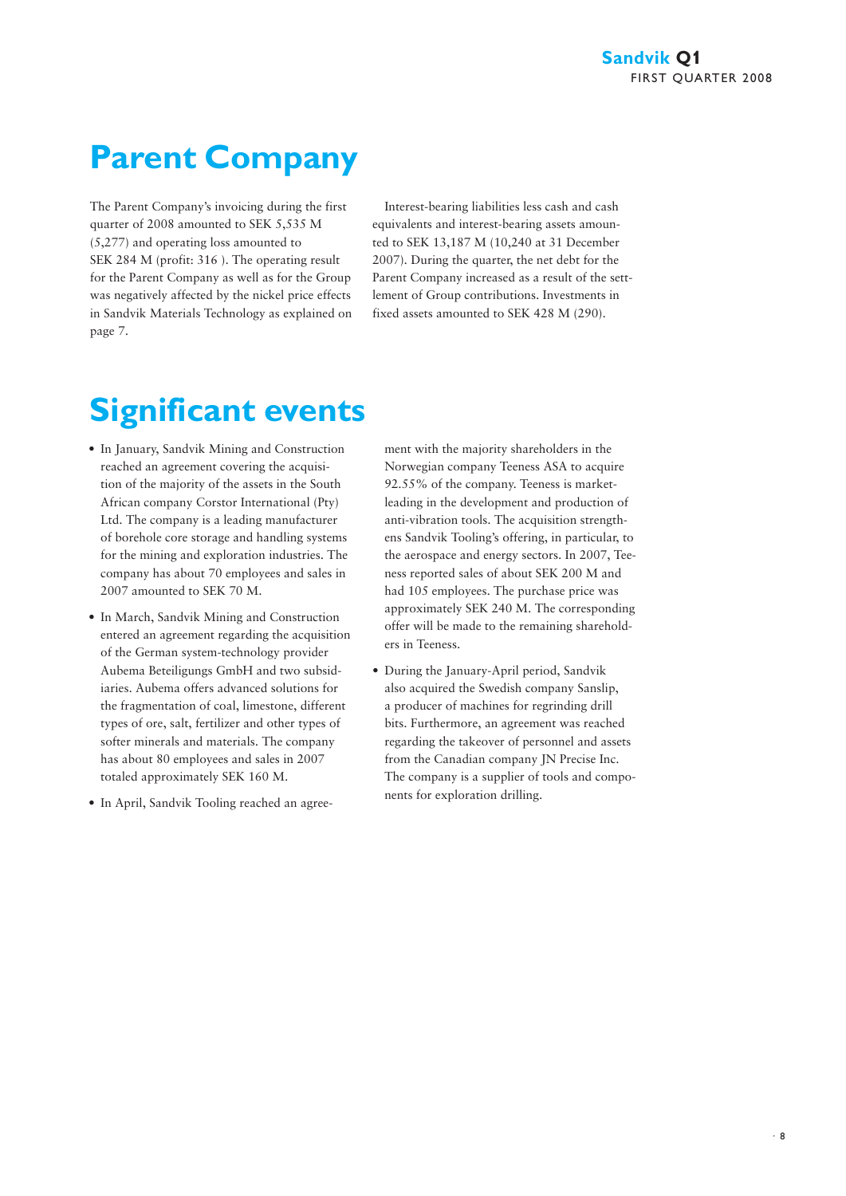# Parent Company

The Parent Company's invoicing during the first quarter of 2008 amounted to SEK 5,535 M (5,277) and operating loss amounted to SEK 284 M (profit: 316 ). The operating result for the Parent Company as well as for the Group was negatively affected by the nickel price effects in Sandvik Materials Technology as explained on page 7.

Interest-bearing liabilities less cash and cash equivalents and interest-bearing assets amounted to SEK 13,187 M (10,240 at 31 December 2007). During the quarter, the net debt for the Parent Company increased as a result of the settlement of Group contributions. Investments in fixed assets amounted to SEK 428 M (290).

# Significant events

- In January, Sandvik Mining and Construction reached an agreement covering the acquisition of the majority of the assets in the South African company Corstor International (Pty) Ltd. The company is a leading manufacturer of borehole core storage and handling systems for the mining and exploration industries. The company has about 70 employees and sales in 2007 amounted to SEK 70 M.
- In March, Sandvik Mining and Construction entered an agreement regarding the acquisition of the German system-technology provider Aubema Beteiligungs GmbH and two subsidiaries. Aubema offers advanced solutions for the fragmentation of coal, limestone, different types of ore, salt, fertilizer and other types of softer minerals and materials. The company has about 80 employees and sales in 2007 totaled approximately SEK 160 M.
- In April, Sandvik Tooling reached an agreement with the majority shareholders in the Norwegian company Teeness ASA to acquire 92.55% of the company. Teeness is market-leading in the development and production of anti-vibration tools. The acquisition strengthens Sandvik Tooling's offering, in particular, to the aerospace and energy sectors. In 2007, Teeness reported sales of about SEK 200 M and had 105 employees. The purchase price was approximately SEK 240 M. The corresponding offer will be made to the remaining shareholders in Teeness.
- During the January-April period, Sandvik also acquired the Swedish company Sanslip, a producer of machines for regrinding drill bits. Furthermore, an agreement was reached regarding the takeover of personnel and assets from the Canadian company JN Precise Inc. The company is a supplier of tools and components for exploration drilling.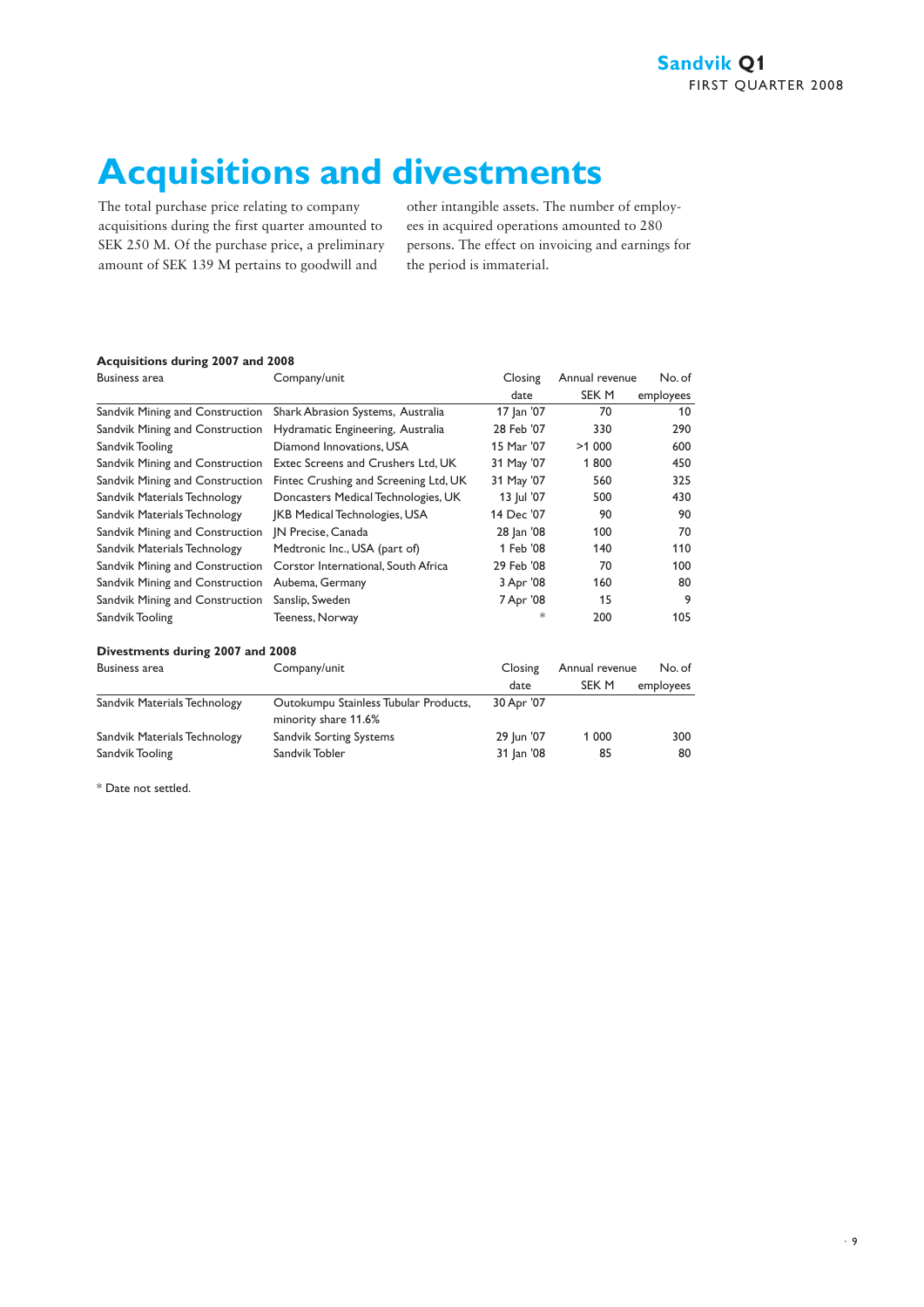# Acquisitions and divestments

The total purchase price relating to company acquisitions during the first quarter amounted to SEK 250 M. Of the purchase price, a preliminary amount of SEK 139 M pertains to goodwill and other intangible assets. The number of employees in acquired operations amounted to 280 persons. The effect on invoicing and earnings for the period is immaterial.

**Acquisitions during 2007 and 2008**

| Business area | Company/unit | Closing date | Annual revenue SEK M | No. of employees |
|---|---|---|---|---|
| Sandvik Mining and Construction | Shark Abrasion Systems, Australia | 17 Jan '07 | 70 | 10 |
| Sandvik Mining and Construction | Hydramatic Engineering, Australia | 28 Feb '07 | 330 | 290 |
| Sandvik Tooling | Diamond Innovations, USA | 15 Mar '07 | >1 000 | 600 |
| Sandvik Mining and Construction | Extec Screens and Crushers Ltd, UK | 31 May '07 | 1 800 | 450 |
| Sandvik Mining and Construction | Fintec Crushing and Screening Ltd, UK | 31 May '07 | 560 | 325 |
| Sandvik Materials Technology | Doncasters Medical Technologies, UK | 13 Jul '07 | 500 | 430 |
| Sandvik Materials Technology | JKB Medical Technologies, USA | 14 Dec '07 | 90 | 90 |
| Sandvik Mining and Construction | JN Precise, Canada | 28 Jan '08 | 100 | 70 |
| Sandvik Materials Technology | Medtronic Inc., USA (part of) | 1 Feb '08 | 140 | 110 |
| Sandvik Mining and Construction | Corstor International, South Africa | 29 Feb '08 | 70 | 100 |
| Sandvik Mining and Construction | Aubema, Germany | 3 Apr '08 | 160 | 80 |
| Sandvik Mining and Construction | Sanslip, Sweden | 7 Apr '08 | 15 | 9 |
| Sandvik Tooling | Teeness, Norway | * | 200 | 105 |

**Divestments during 2007 and 2008**

| Business area | Company/unit | Closing date | Annual revenue SEK M | No. of employees |
|---|---|---|---|---|
| Sandvik Materials Technology | Outokumpu Stainless Tubular Products, minority share 11.6% | 30 Apr '07 | | |
| Sandvik Materials Technology | Sandvik Sorting Systems | 29 Jun '07 | 1 000 | 300 |
| Sandvik Tooling | Sandvik Tobler | 31 Jan '08 | 85 | 80 |

* Date not settled.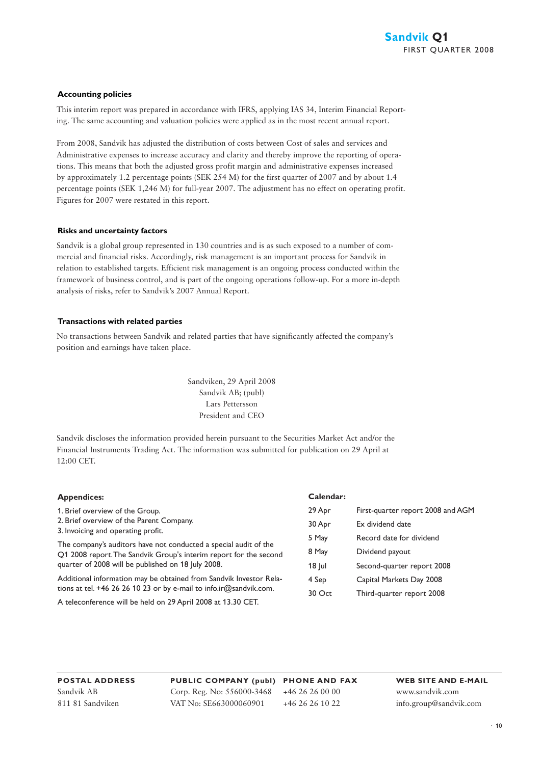### Accounting policies

This interim report was prepared in accordance with IFRS, applying IAS 34, Interim Financial Reporting. The same accounting and valuation policies were applied as in the most recent annual report.

From 2008, Sandvik has adjusted the distribution of costs between Cost of sales and services and Administrative expenses to increase accuracy and clarity and thereby improve the reporting of operations. This means that both the adjusted gross profit margin and administrative expenses increased by approximately 1.2 percentage points (SEK 254 M) for the first quarter of 2007 and by about 1.4 percentage points (SEK 1,246 M) for full-year 2007. The adjustment has no effect on operating profit. Figures for 2007 were restated in this report.

### Risks and uncertainty factors

Sandvik is a global group represented in 130 countries and is as such exposed to a number of commercial and financial risks. Accordingly, risk management is an important process for Sandvik in relation to established targets. Efficient risk management is an ongoing process conducted within the framework of business control, and is part of the ongoing operations follow-up. For a more in-depth analysis of risks, refer to Sandvik's 2007 Annual Report.

### Transactions with related parties

No transactions between Sandvik and related parties that have significantly affected the company's position and earnings have taken place.

Sandviken, 29 April 2008
Sandvik AB; (publ)
Lars Pettersson
President and CEO

Sandvik discloses the information provided herein pursuant to the Securities Market Act and/or the Financial Instruments Trading Act. The information was submitted for publication on 29 April at 12:00 CET.

### Appendices:

1. Brief overview of the Group.
2. Brief overview of the Parent Company.
3. Invoicing and operating profit.

The company's auditors have not conducted a special audit of the Q1 2008 report. The Sandvik Group's interim report for the second quarter of 2008 will be published on 18 July 2008.

Additional information may be obtained from Sandvik Investor Relations at tel. +46 26 26 10 23 or by e-mail to info.ir@sandvik.com.

A teleconference will be held on 29 April 2008 at 13.30 CET.

### Calendar:

| | |
|---|---|
| 29 Apr | First-quarter report 2008 and AGM |
| 30 Apr | Ex dividend date |
| 5 May | Record date for dividend |
| 8 May | Dividend payout |
| 18 Jul | Second-quarter report 2008 |
| 4 Sep | Capital Markets Day 2008 |
| 30 Oct | Third-quarter report 2008 |

| POSTAL ADDRESS | PUBLIC COMPANY (publ) | PHONE AND FAX | WEB SITE AND E-MAIL |
|---|---|---|---|
| Sandvik AB | Corp. Reg. No: 556000-3468 | +46 26 26 00 00 | www.sandvik.com |
| 811 81 Sandviken | VAT No: SE663000060901 | +46 26 26 10 22 | info.group@sandvik.com |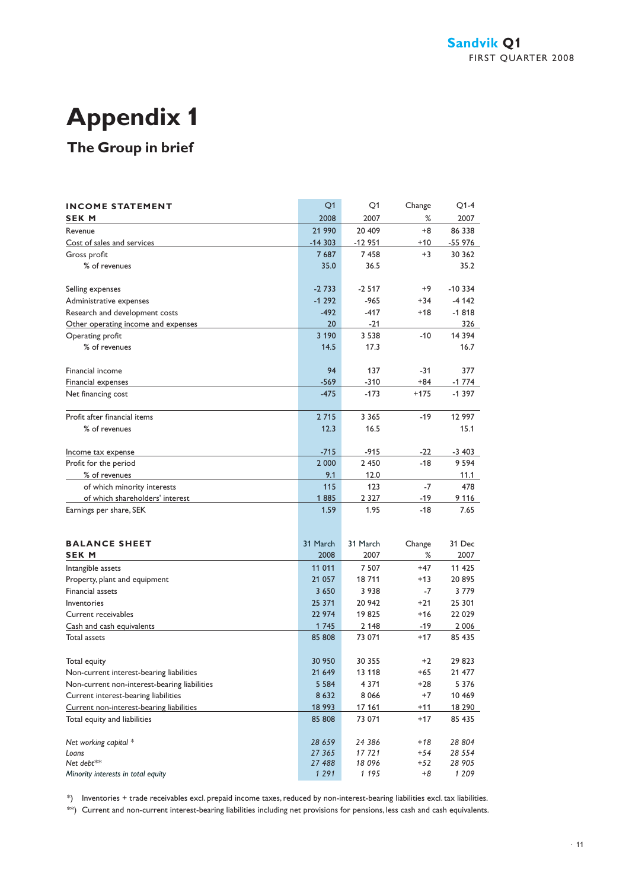# Appendix 1

## The Group in brief

| INCOME STATEMENT<br>SEK M | Q1<br>2008 | Q1<br>2007 | Change<br>% | Q1-4<br>2007 |
|---|---|---|---|---|
| Revenue | 21 990 | 20 409 | +8 | 86 338 |
| Cost of sales and services | -14 303 | -12 951 | +10 | -55 976 |
| Gross profit | 7 687 | 7 458 | +3 | 30 362 |
| % of revenues | 35.0 | 36.5 | | 35.2 |
| | | | | |
| Selling expenses | -2 733 | -2 517 | +9 | -10 334 |
| Administrative expenses | -1 292 | -965 | +34 | -4 142 |
| Research and development costs | -492 | -417 | +18 | -1 818 |
| Other operating income and expenses | 20 | -21 | | 326 |
| Operating profit | 3 190 | 3 538 | -10 | 14 394 |
| % of revenues | 14.5 | 17.3 | | 16.7 |
| | | | | |
| Financial income | 94 | 137 | -31 | 377 |
| Financial expenses | -569 | -310 | +84 | -1 774 |
| Net financing cost | -475 | -173 | +175 | -1 397 |
| | | | | |
| Profit after financial items | 2 715 | 3 365 | -19 | 12 997 |
| % of revenues | 12.3 | 16.5 | | 15.1 |
| | | | | |
| Income tax expense | -715 | -915 | -22 | -3 403 |
| Profit for the period | 2 000 | 2 450 | -18 | 9 594 |
| % of revenues | 9.1 | 12.0 | | 11.1 |
| of which minority interests | 115 | 123 | -7 | 478 |
| of which shareholders' interest | 1 885 | 2 327 | -19 | 9 116 |
| Earnings per share, SEK | 1.59 | 1.95 | -18 | 7.65 |

| BALANCE SHEET<br>SEK M | 31 March<br>2008 | 31 March<br>2007 | Change<br>% | 31 Dec<br>2007 |
|---|---|---|---|---|
| Intangible assets | 11 011 | 7 507 | +47 | 11 425 |
| Property, plant and equipment | 21 057 | 18 711 | +13 | 20 895 |
| Financial assets | 3 650 | 3 938 | -7 | 3 779 |
| Inventories | 25 371 | 20 942 | +21 | 25 301 |
| Current receivables | 22 974 | 19 825 | +16 | 22 029 |
| Cash and cash equivalents | 1 745 | 2 148 | -19 | 2 006 |
| Total assets | 85 808 | 73 071 | +17 | 85 435 |
| | | | | |
| Total equity | 30 950 | 30 355 | +2 | 29 823 |
| Non-current interest-bearing liabilities | 21 649 | 13 118 | +65 | 21 477 |
| Non-current non-interest-bearing liabilities | 5 584 | 4 371 | +28 | 5 376 |
| Current interest-bearing liabilities | 8 632 | 8 066 | +7 | 10 469 |
| Current non-interest-bearing liabilities | 18 993 | 17 161 | +11 | 18 290 |
| Total equity and liabilities | 85 808 | 73 071 | +17 | 85 435 |
| | | | | |
| *Net working capital \** | *28 659* | *24 386* | *+18* | *28 804* |
| *Loans* | *27 365* | *17 721* | *+54* | *28 554* |
| *Net debt\*\** | *27 488* | *18 096* | *+52* | *28 905* |
| *Minority interests in total equity* | *1 291* | *1 195* | *+8* | *1 209* |

*) Inventories + trade receivables excl. prepaid income taxes, reduced by non-interest-bearing liabilities excl. tax liabilities.

**) Current and non-current interest-bearing liabilities including net provisions for pensions, less cash and cash equivalents.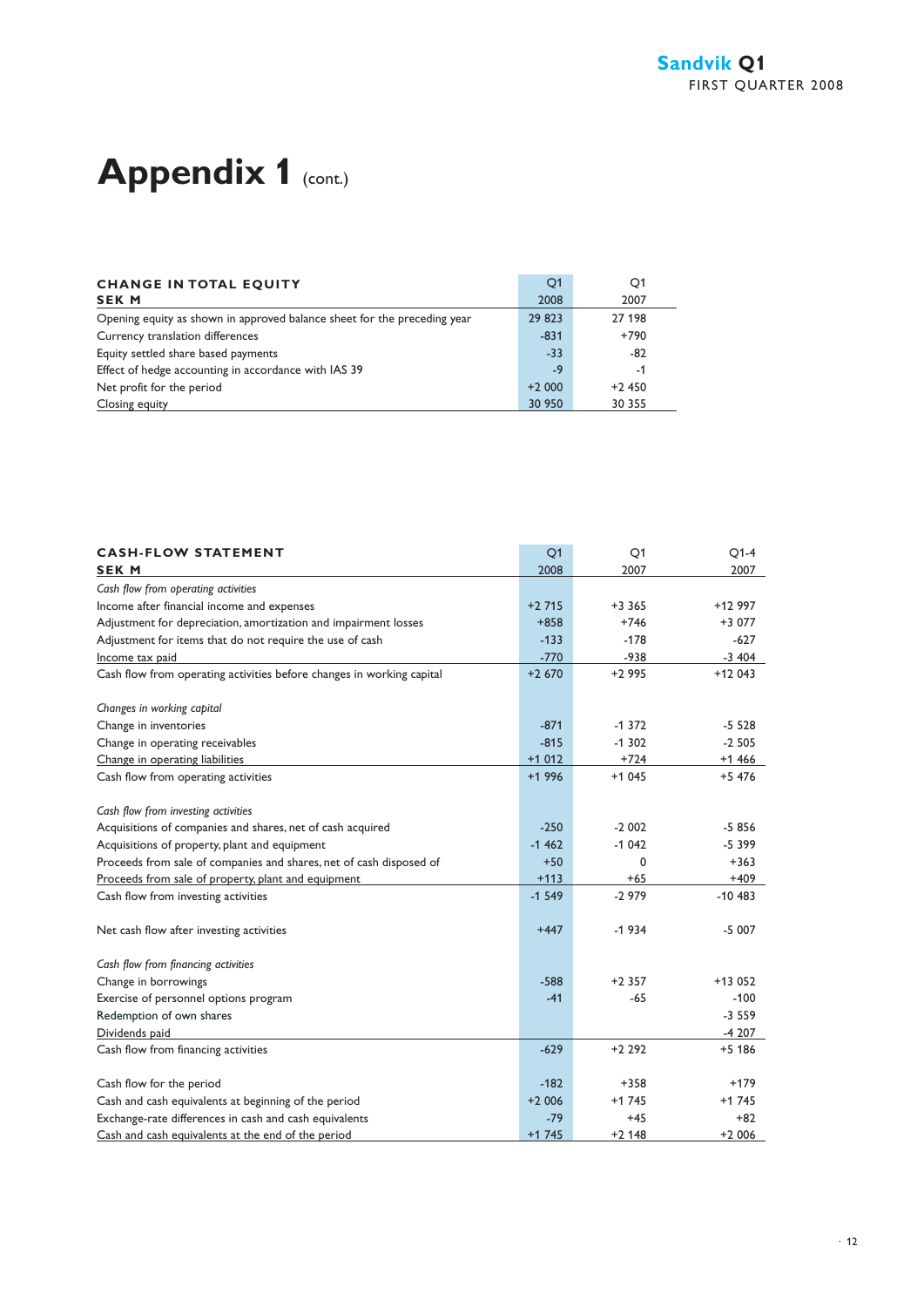# Appendix 1 (cont.)

| CHANGE IN TOTAL EQUITY<br>SEK M | Q1<br>2008 | Q1<br>2007 |
|---|---|---|
| Opening equity as shown in approved balance sheet for the preceding year | 29 823 | 27 198 |
| Currency translation differences | -831 | +790 |
| Equity settled share based payments | -33 | -82 |
| Effect of hedge accounting in accordance with IAS 39 | -9 | -1 |
| Net profit for the period | +2 000 | +2 450 |
| Closing equity | 30 950 | 30 355 |

| CASH-FLOW STATEMENT<br>SEK M | Q1<br>2008 | Q1<br>2007 | Q1-4<br>2007 |
|---|---|---|---|
| *Cash flow from operating activities* | | | |
| Income after financial income and expenses | +2 715 | +3 365 | +12 997 |
| Adjustment for depreciation, amortization and impairment losses | +858 | +746 | +3 077 |
| Adjustment for items that do not require the use of cash | -133 | -178 | -627 |
| Income tax paid | -770 | -938 | -3 404 |
| Cash flow from operating activities before changes in working capital | +2 670 | +2 995 | +12 043 |
| | | | |
| *Changes in working capital* | | | |
| Change in inventories | -871 | -1 372 | -5 528 |
| Change in operating receivables | -815 | -1 302 | -2 505 |
| Change in operating liabilities | +1 012 | +724 | +1 466 |
| Cash flow from operating activities | +1 996 | +1 045 | +5 476 |
| | | | |
| *Cash flow from investing activities* | | | |
| Acquisitions of companies and shares, net of cash acquired | -250 | -2 002 | -5 856 |
| Acquisitions of property, plant and equipment | -1 462 | -1 042 | -5 399 |
| Proceeds from sale of companies and shares, net of cash disposed of | +50 | 0 | +363 |
| Proceeds from sale of property, plant and equipment | +113 | +65 | +409 |
| Cash flow from investing activities | -1 549 | -2 979 | -10 483 |
| | | | |
| Net cash flow after investing activities | +447 | -1 934 | -5 007 |
| | | | |
| *Cash flow from financing activities* | | | |
| Change in borrowings | -588 | +2 357 | +13 052 |
| Exercise of personnel options program | -41 | -65 | -100 |
| Redemption of own shares | | | -3 559 |
| Dividends paid | | | -4 207 |
| Cash flow from financing activities | -629 | +2 292 | +5 186 |
| | | | |
| Cash flow for the period | -182 | +358 | +179 |
| Cash and cash equivalents at beginning of the period | +2 006 | +1 745 | +1 745 |
| Exchange-rate differences in cash and cash equivalents | -79 | +45 | +82 |
| Cash and cash equivalents at the end of the period | +1 745 | +2 148 | +2 006 |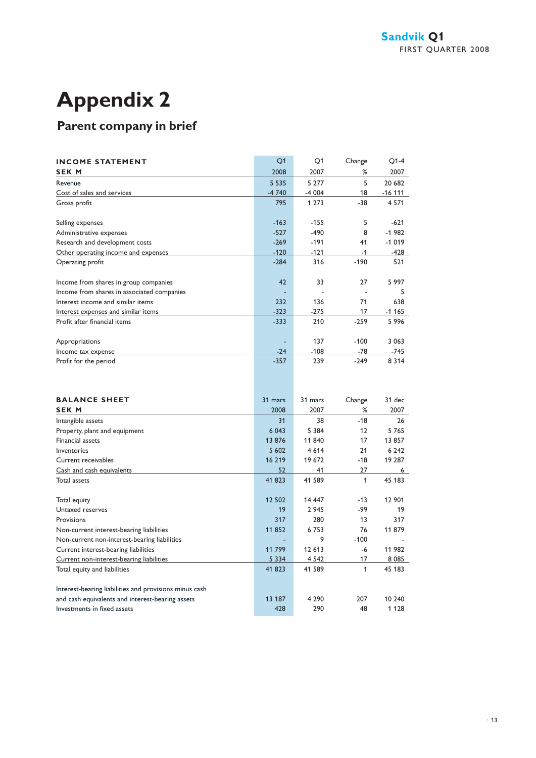# Appendix 2

## Parent company in brief

| INCOME STATEMENT<br>SEK M | Q1<br>2008 | Q1<br>2007 | Change<br>% | Q1-4<br>2007 |
|---|---|---|---|---|
| Revenue | 5 535 | 5 277 | 5 | 20 682 |
| Cost of sales and services | -4 740 | -4 004 | 18 | -16 111 |
| Gross profit | 795 | 1 273 | -38 | 4 571 |
| | | | | |
| Selling expenses | -163 | -155 | 5 | -621 |
| Administrative expenses | -527 | -490 | 8 | -1 982 |
| Research and development costs | -269 | -191 | 41 | -1 019 |
| Other operating income and expenses | -120 | -121 | -1 | -428 |
| Operating profit | -284 | 316 | -190 | 521 |
| | | | | |
| Income from shares in group companies | 42 | 33 | 27 | 5 997 |
| Income from shares in associated companies | - | - | - | 5 |
| Interest income and similar items | 232 | 136 | 71 | 638 |
| Interest expenses and similar items | -323 | -275 | 17 | -1 165 |
| Profit after financial items | -333 | 210 | -259 | 5 996 |
| | | | | |
| Appropriations | - | 137 | -100 | 3 063 |
| Income tax expense | -24 | -108 | -78 | -745 |
| Profit for the period | -357 | 239 | -249 | 8 314 |

| BALANCE SHEET<br>SEK M | 31 mars<br>2008 | 31 mars<br>2007 | Change<br>% | 31 dec<br>2007 |
|---|---|---|---|---|
| Intangible assets | 31 | 38 | -18 | 26 |
| Property, plant and equipment | 6 043 | 5 384 | 12 | 5 765 |
| Financial assets | 13 876 | 11 840 | 17 | 13 857 |
| Inventories | 5 602 | 4 614 | 21 | 6 242 |
| Current receivables | 16 219 | 19 672 | -18 | 19 287 |
| Cash and cash equivalents | 52 | 41 | 27 | 6 |
| Total assets | 41 823 | 41 589 | 1 | 45 183 |
| | | | | |
| Total equity | 12 502 | 14 447 | -13 | 12 901 |
| Untaxed reserves | 19 | 2 945 | -99 | 19 |
| Provisions | 317 | 280 | 13 | 317 |
| Non-current interest-bearing liabilities | 11 852 | 6 753 | 76 | 11 879 |
| Non-current non-interest-bearing liabilities | - | 9 | -100 | - |
| Current interest-bearing liabilities | 11 799 | 12 613 | -6 | 11 982 |
| Current non-interest-bearing liabilities | 5 334 | 4 542 | 17 | 8 085 |
| Total equity and liabilities | 41 823 | 41 589 | 1 | 45 183 |
| | | | | |
| Interest-bearing liabilities and provisions minus cash and cash equivalents and interest-bearing assets | 13 187 | 4 290 | 207 | 10 240 |
| Investments in fixed assets | 428 | 290 | 48 | 1 128 |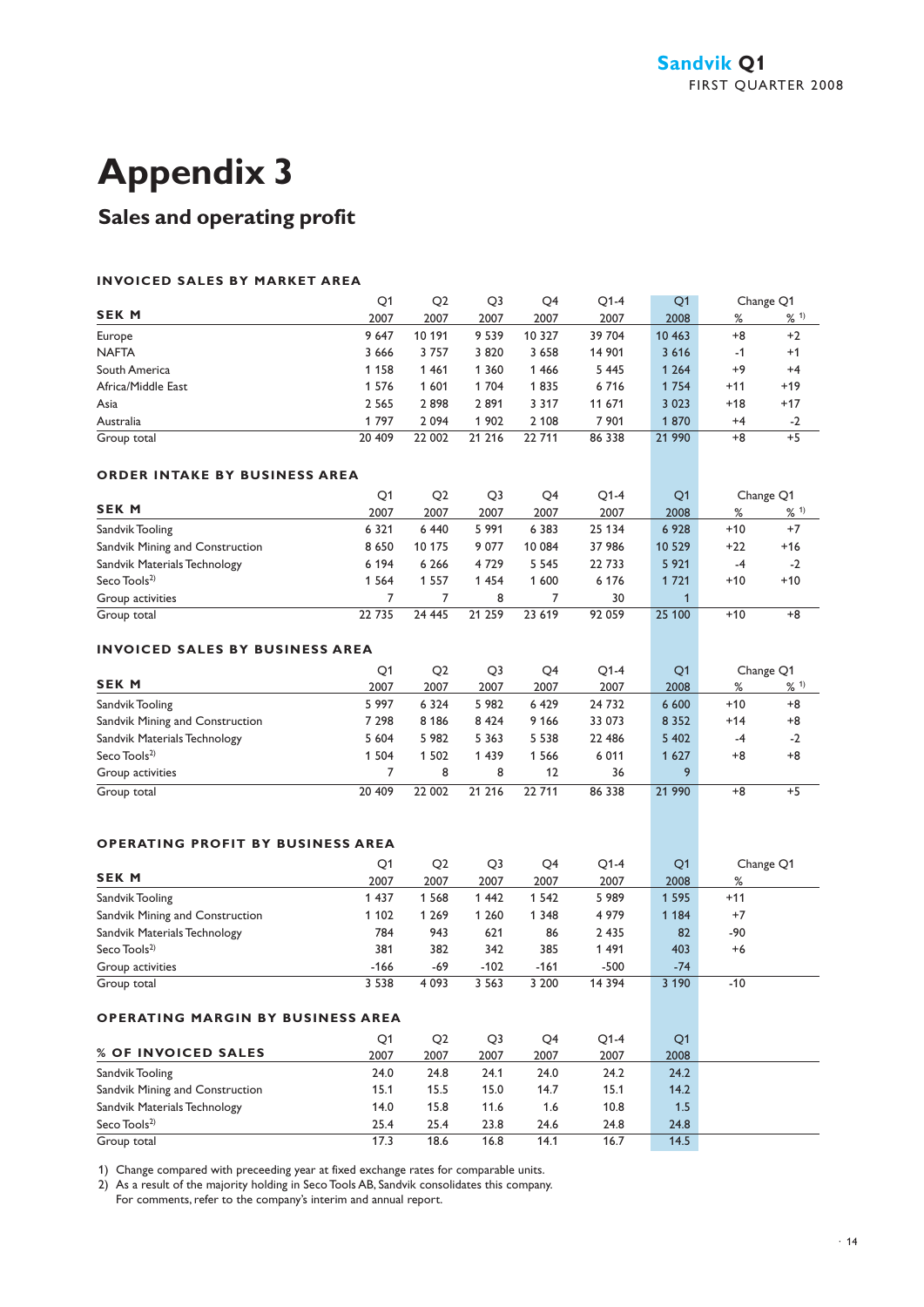# Appendix 3

## Sales and operating profit

### INVOICED SALES BY MARKET AREA

| SEK M | Q1 2007 | Q2 2007 | Q3 2007 | Q4 2007 | Q1-4 2007 | Q1 2008 | Change Q1 % | Change Q1 % [1] |
|---|---|---|---|---|---|---|---|---|
| Europe | 9 647 | 10 191 | 9 539 | 10 327 | 39 704 | 10 463 | +8 | +2 |
| NAFTA | 3 666 | 3 757 | 3 820 | 3 658 | 14 901 | 3 616 | -1 | +1 |
| South America | 1 158 | 1 461 | 1 360 | 1 466 | 5 445 | 1 264 | +9 | +4 |
| Africa/Middle East | 1 576 | 1 601 | 1 704 | 1 835 | 6 716 | 1 754 | +11 | +19 |
| Asia | 2 565 | 2 898 | 2 891 | 3 317 | 11 671 | 3 023 | +18 | +17 |
| Australia | 1 797 | 2 094 | 1 902 | 2 108 | 7 901 | 1 870 | +4 | -2 |
| Group total | 20 409 | 22 002 | 21 216 | 22 711 | 86 338 | 21 990 | +8 | +5 |

### ORDER INTAKE BY BUSINESS AREA

| SEK M | Q1 2007 | Q2 2007 | Q3 2007 | Q4 2007 | Q1-4 2007 | Q1 2008 | Change Q1 % | Change Q1 % [1] |
|---|---|---|---|---|---|---|---|---|
| Sandvik Tooling | 6 321 | 6 440 | 5 991 | 6 383 | 25 134 | 6 928 | +10 | +7 |
| Sandvik Mining and Construction | 8 650 | 10 175 | 9 077 | 10 084 | 37 986 | 10 529 | +22 | +16 |
| Sandvik Materials Technology | 6 194 | 6 266 | 4 729 | 5 545 | 22 733 | 5 921 | -4 | -2 |
| Seco Tools[2] | 1 564 | 1 557 | 1 454 | 1 600 | 6 176 | 1 721 | +10 | +10 |
| Group activities | 7 | 7 | 8 | 7 | 30 | 1 | | |
| Group total | 22 735 | 24 445 | 21 259 | 23 619 | 92 059 | 25 100 | +10 | +8 |

### INVOICED SALES BY BUSINESS AREA

| SEK M | Q1 2007 | Q2 2007 | Q3 2007 | Q4 2007 | Q1-4 2007 | Q1 2008 | Change Q1 % | Change Q1 % [1] |
|---|---|---|---|---|---|---|---|---|
| Sandvik Tooling | 5 997 | 6 324 | 5 982 | 6 429 | 24 732 | 6 600 | +10 | +8 |
| Sandvik Mining and Construction | 7 298 | 8 186 | 8 424 | 9 166 | 33 073 | 8 352 | +14 | +8 |
| Sandvik Materials Technology | 5 604 | 5 982 | 5 363 | 5 538 | 22 486 | 5 402 | -4 | -2 |
| Seco Tools[2] | 1 504 | 1 502 | 1 439 | 1 566 | 6 011 | 1 627 | +8 | +8 |
| Group activities | 7 | 8 | 8 | 12 | 36 | 9 | | |
| Group total | 20 409 | 22 002 | 21 216 | 22 711 | 86 338 | 21 990 | +8 | +5 |

### OPERATING PROFIT BY BUSINESS AREA

| SEK M | Q1 2007 | Q2 2007 | Q3 2007 | Q4 2007 | Q1-4 2007 | Q1 2008 | Change Q1 % |
|---|---|---|---|---|---|---|---|
| Sandvik Tooling | 1 437 | 1 568 | 1 442 | 1 542 | 5 989 | 1 595 | +11 |
| Sandvik Mining and Construction | 1 102 | 1 269 | 1 260 | 1 348 | 4 979 | 1 184 | +7 |
| Sandvik Materials Technology | 784 | 943 | 621 | 86 | 2 435 | 82 | -90 |
| Seco Tools[2] | 381 | 382 | 342 | 385 | 1 491 | 403 | +6 |
| Group activities | -166 | -69 | -102 | -161 | -500 | -74 | |
| Group total | 3 538 | 4 093 | 3 563 | 3 200 | 14 394 | 3 190 | -10 |

### OPERATING MARGIN BY BUSINESS AREA

| % OF INVOICED SALES | Q1 2007 | Q2 2007 | Q3 2007 | Q4 2007 | Q1-4 2007 | Q1 2008 |
|---|---|---|---|---|---|---|
| Sandvik Tooling | 24.0 | 24.8 | 24.1 | 24.0 | 24.2 | 24.2 |
| Sandvik Mining and Construction | 15.1 | 15.5 | 15.0 | 14.7 | 15.1 | 14.2 |
| Sandvik Materials Technology | 14.0 | 15.8 | 11.6 | 1.6 | 10.8 | 1.5 |
| Seco Tools[2] | 25.4 | 25.4 | 23.8 | 24.6 | 24.8 | 24.8 |
| Group total | 17.3 | 18.6 | 16.8 | 14.1 | 16.7 | 14.5 |

1) Change compared with preceeding year at fixed exchange rates for comparable units.
2) As a result of the majority holding in Seco Tools AB, Sandvik consolidates this company. For comments, refer to the company's interim and annual report.